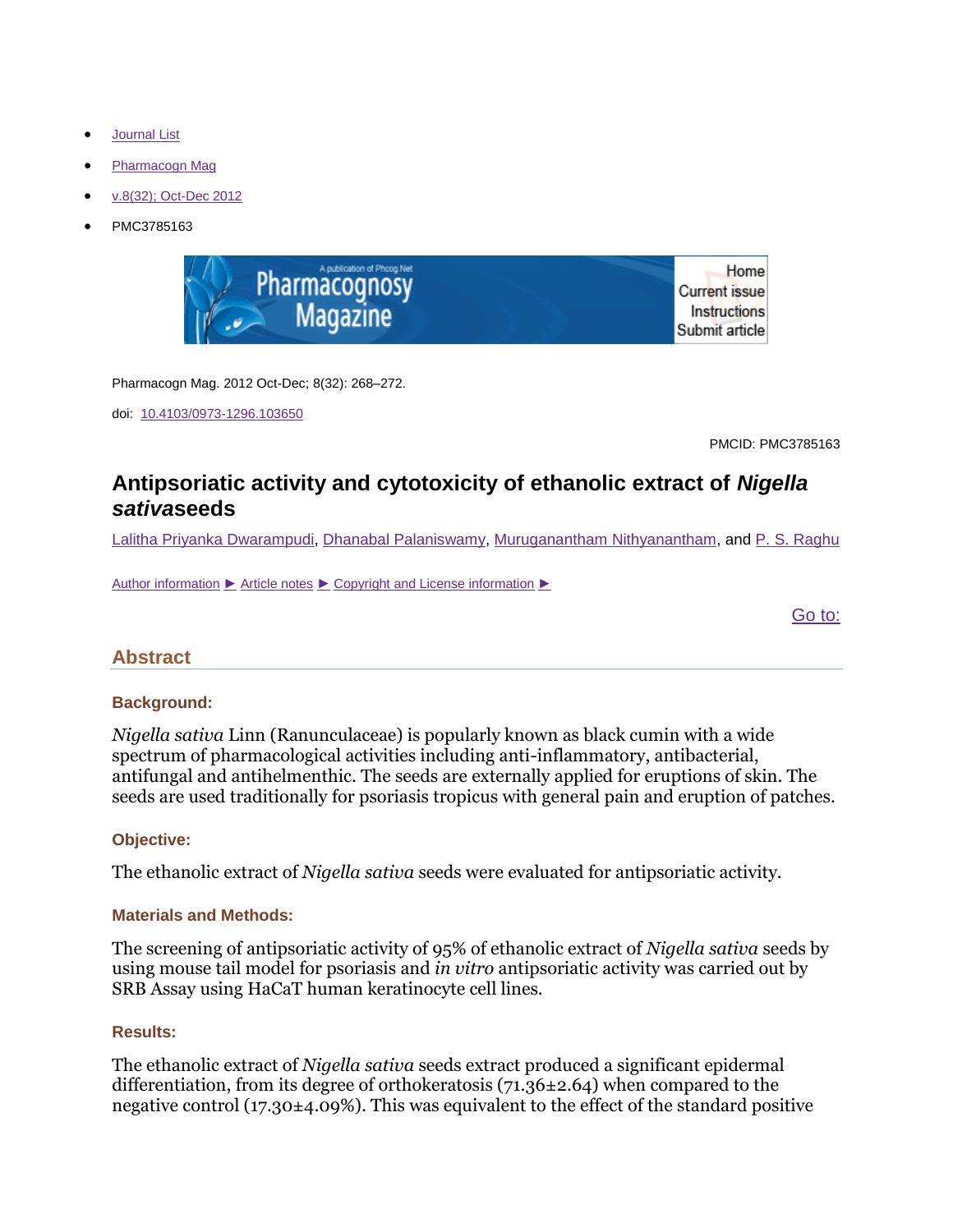- Journal List
- Pharmacogn Mag
- v.8(32); Oct-Dec 2012
- PMC3785163

Pharmacogn Mag. 2012 Oct-Dec; 8(32): 268–272.

doi: 10.4103/0973-1296.103650

PMCID: PMC3785163

# Antipsoriatic activity and cytotoxicity of ethanolic extract of *Nigella sativa*seeds

Lalitha Priyanka Dwarampudi, Dhanabal Palaniswamy, Muruganantham Nithyanantham, and P. S. Raghu

Author information ► Article notes ► Copyright and License information ►

Go to:

## Abstract

### Background:

*Nigella sativa* Linn (Ranunculaceae) is popularly known as black cumin with a wide spectrum of pharmacological activities including anti-inflammatory, antibacterial, antifungal and antihelmenthic. The seeds are externally applied for eruptions of skin. The seeds are used traditionally for psoriasis tropicus with general pain and eruption of patches.

### Objective:

The ethanolic extract of *Nigella sativa* seeds were evaluated for antipsoriatic activity.

### Materials and Methods:

The screening of antipsoriatic activity of 95% of ethanolic extract of *Nigella sativa* seeds by using mouse tail model for psoriasis and *in vitro* antipsoriatic activity was carried out by SRB Assay using HaCaT human keratinocyte cell lines.

### Results:

The ethanolic extract of *Nigella sativa* seeds extract produced a significant epidermal differentiation, from its degree of orthokeratosis (71.36±2.64) when compared to the negative control (17.30±4.09%). This was equivalent to the effect of the standard positive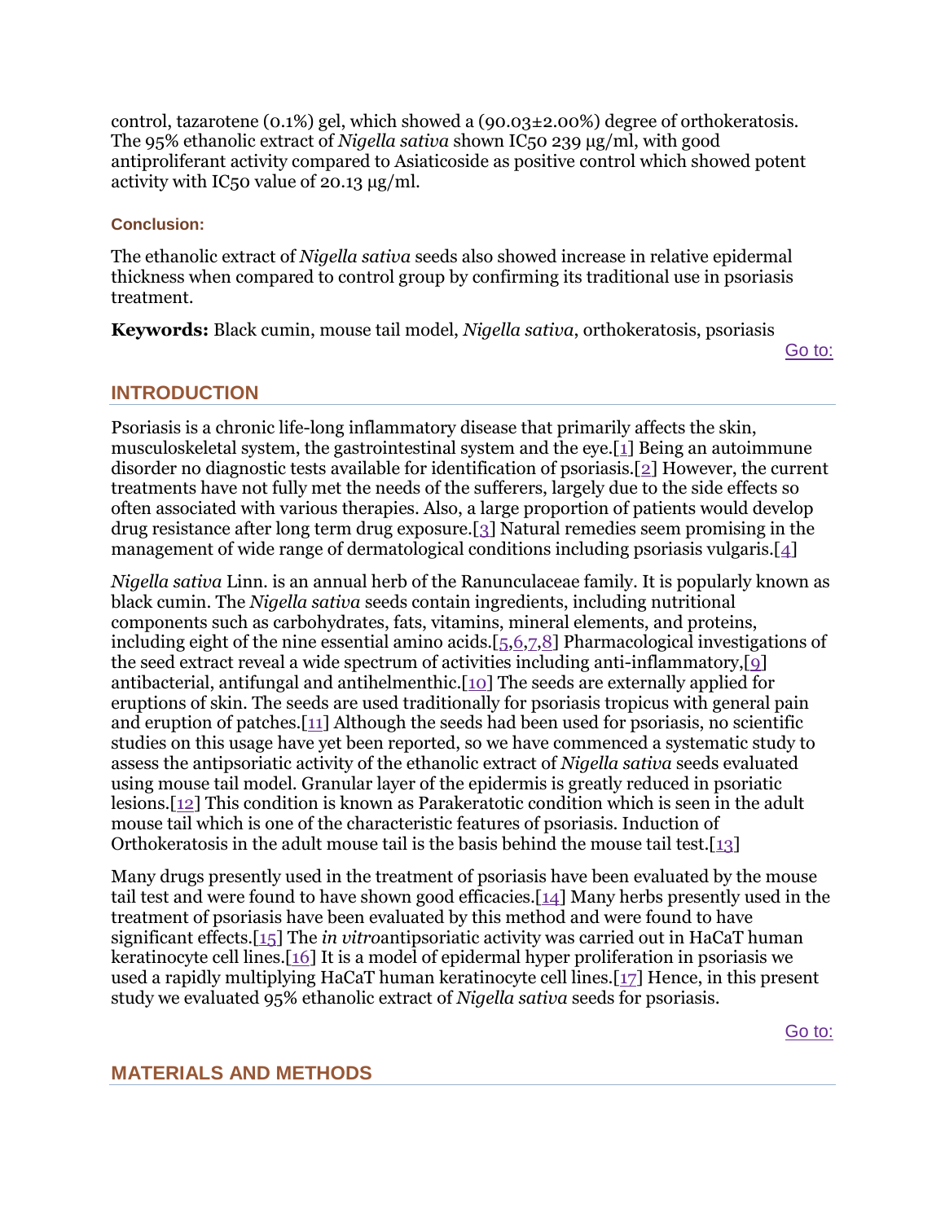control, tazarotene (0.1%) gel, which showed a (90.03±2.00%) degree of orthokeratosis. The 95% ethanolic extract of *Nigella sativa* shown $IC_{50}$ 239 µg/ml, with good antiproliferant activity compared to Asiaticoside as positive control which showed potent activity with $IC_{50}$ value of 20.13 µg/ml.

### Conclusion:

The ethanolic extract of *Nigella sativa* seeds also showed increase in relative epidermal thickness when compared to control group by confirming its traditional use in psoriasis treatment.

**Keywords:** Black cumin, mouse tail model, *Nigella sativa*, orthokeratosis, psoriasis

Go to:

## INTRODUCTION

Psoriasis is a chronic life-long inflammatory disease that primarily affects the skin, musculoskeletal system, the gastrointestinal system and the eye.[1] Being an autoimmune disorder no diagnostic tests available for identification of psoriasis.[2] However, the current treatments have not fully met the needs of the sufferers, largely due to the side effects so often associated with various therapies. Also, a large proportion of patients would develop drug resistance after long term drug exposure.[3] Natural remedies seem promising in the management of wide range of dermatological conditions including psoriasis vulgaris.[4]

*Nigella sativa* Linn. is an annual herb of the Ranunculaceae family. It is popularly known as black cumin. The *Nigella sativa* seeds contain ingredients, including nutritional components such as carbohydrates, fats, vitamins, mineral elements, and proteins, including eight of the nine essential amino acids.[5,6,7,8] Pharmacological investigations of the seed extract reveal a wide spectrum of activities including anti-inflammatory,[9] antibacterial, antifungal and antihelmenthic.[10] The seeds are externally applied for eruptions of skin. The seeds are used traditionally for psoriasis tropicus with general pain and eruption of patches.[11] Although the seeds had been used for psoriasis, no scientific studies on this usage have yet been reported, so we have commenced a systematic study to assess the antipsoriatic activity of the ethanolic extract of *Nigella sativa* seeds evaluated using mouse tail model. Granular layer of the epidermis is greatly reduced in psoriatic lesions.[12] This condition is known as Parakeratotic condition which is seen in the adult mouse tail which is one of the characteristic features of psoriasis. Induction of Orthokeratosis in the adult mouse tail is the basis behind the mouse tail test.[13]

Many drugs presently used in the treatment of psoriasis have been evaluated by the mouse tail test and were found to have shown good efficacies.[14] Many herbs presently used in the treatment of psoriasis have been evaluated by this method and were found to have significant effects.[15] The *in vitro*antipsoriatic activity was carried out in HaCaT human keratinocyte cell lines.[16] It is a model of epidermal hyper proliferation in psoriasis we used a rapidly multiplying HaCaT human keratinocyte cell lines.[17] Hence, in this present study we evaluated 95% ethanolic extract of *Nigella sativa* seeds for psoriasis.

Go to:

## MATERIALS AND METHODS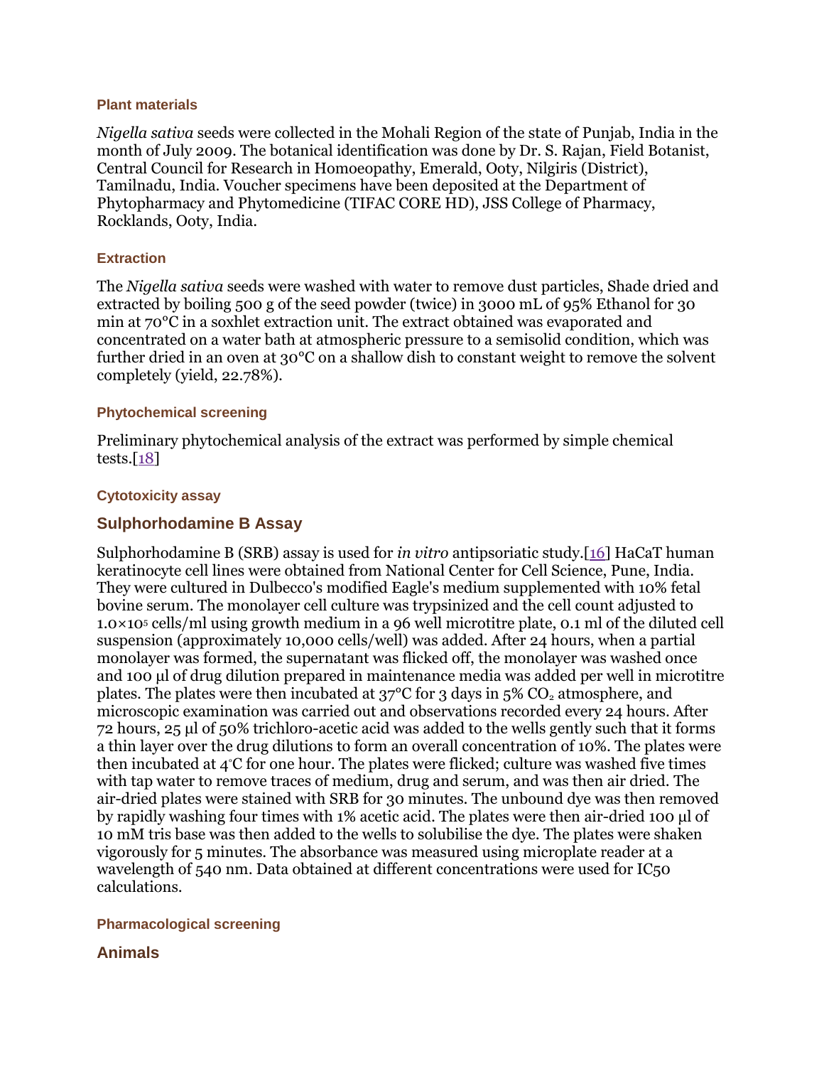### Plant materials

*Nigella sativa* seeds were collected in the Mohali Region of the state of Punjab, India in the month of July 2009. The botanical identification was done by Dr. S. Rajan, Field Botanist, Central Council for Research in Homoeopathy, Emerald, Ooty, Nilgiris (District), Tamilnadu, India. Voucher specimens have been deposited at the Department of Phytopharmacy and Phytomedicine (TIFAC CORE HD), JSS College of Pharmacy, Rocklands, Ooty, India.

### Extraction

The *Nigella sativa* seeds were washed with water to remove dust particles, Shade dried and extracted by boiling 500 g of the seed powder (twice) in 3000 mL of 95% Ethanol for 30 min at 70°C in a soxhlet extraction unit. The extract obtained was evaporated and concentrated on a water bath at atmospheric pressure to a semisolid condition, which was further dried in an oven at 30°C on a shallow dish to constant weight to remove the solvent completely (yield, 22.78%).

### Phytochemical screening

Preliminary phytochemical analysis of the extract was performed by simple chemical tests.[18]

### Cytotoxicity assay

## Sulphorhodamine B Assay

Sulphorhodamine B (SRB) assay is used for *in vitro* antipsoriatic study.[16] HaCaT human keratinocyte cell lines were obtained from National Center for Cell Science, Pune, India. They were cultured in Dulbecco's modified Eagle's medium supplemented with 10% fetal bovine serum. The monolayer cell culture was trypsinized and the cell count adjusted to $1.0\times10^5$ cells/ml using growth medium in a 96 well microtitre plate, 0.1 ml of the diluted cell suspension (approximately 10,000 cells/well) was added. After 24 hours, when a partial monolayer was formed, the supernatant was flicked off, the monolayer was washed once and 100 µl of drug dilution prepared in maintenance media was added per well in microtitre plates. The plates were then incubated at 37°C for 3 days in 5% $CO_2$ atmosphere, and microscopic examination was carried out and observations recorded every 24 hours. After 72 hours, 25 µl of 50% trichloro-acetic acid was added to the wells gently such that it forms a thin layer over the drug dilutions to form an overall concentration of 10%. The plates were then incubated at 4°C for one hour. The plates were flicked; culture was washed five times with tap water to remove traces of medium, drug and serum, and was then air dried. The air-dried plates were stained with SRB for 30 minutes. The unbound dye was then removed by rapidly washing four times with 1% acetic acid. The plates were then air-dried 100 µl of 10 mM tris base was then added to the wells to solubilise the dye. The plates were shaken vigorously for 5 minutes. The absorbance was measured using microplate reader at a wavelength of 540 nm. Data obtained at different concentrations were used for $IC_{50}$ calculations.

### Pharmacological screening

## Animals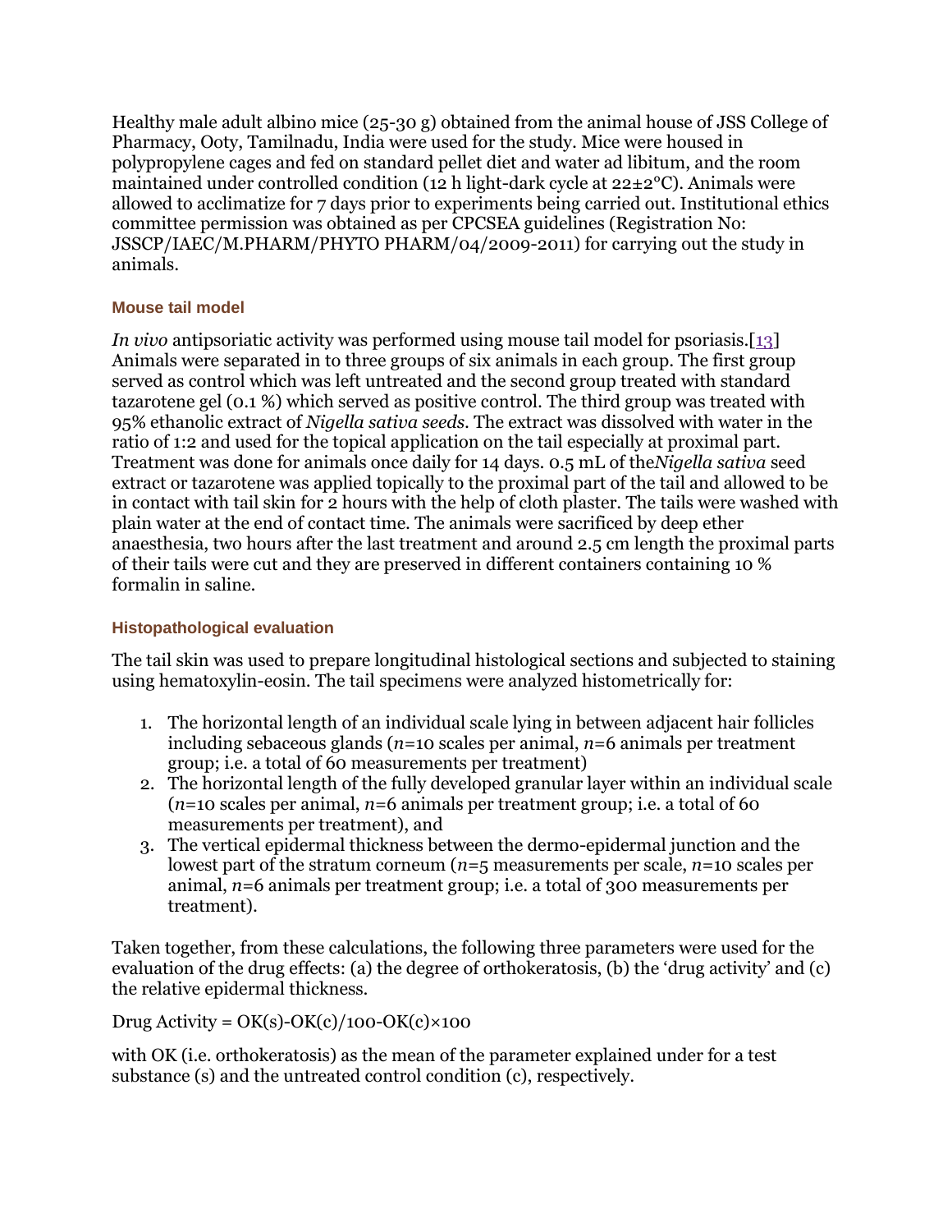Healthy male adult albino mice (25-30 g) obtained from the animal house of JSS College of Pharmacy, Ooty, Tamilnadu, India were used for the study. Mice were housed in polypropylene cages and fed on standard pellet diet and water ad libitum, and the room maintained under controlled condition (12 h light-dark cycle at 22±2°C). Animals were allowed to acclimatize for 7 days prior to experiments being carried out. Institutional ethics committee permission was obtained as per CPCSEA guidelines (Registration No: JSSCP/IAEC/M.PHARM/PHYTO PHARM/04/2009-2011) for carrying out the study in animals.

### Mouse tail model

*In vivo* antipsoriatic activity was performed using mouse tail model for psoriasis.[13] Animals were separated in to three groups of six animals in each group. The first group served as control which was left untreated and the second group treated with standard tazarotene gel (0.1 %) which served as positive control. The third group was treated with 95% ethanolic extract of *Nigella sativa seeds*. The extract was dissolved with water in the ratio of 1:2 and used for the topical application on the tail especially at proximal part. Treatment was done for animals once daily for 14 days. 0.5 mL of the*Nigella sativa* seed extract or tazarotene was applied topically to the proximal part of the tail and allowed to be in contact with tail skin for 2 hours with the help of cloth plaster. The tails were washed with plain water at the end of contact time. The animals were sacrificed by deep ether anaesthesia, two hours after the last treatment and around 2.5 cm length the proximal parts of their tails were cut and they are preserved in different containers containing 10 % formalin in saline.

### Histopathological evaluation

The tail skin was used to prepare longitudinal histological sections and subjected to staining using hematoxylin-eosin. The tail specimens were analyzed histometrically for:

1. The horizontal length of an individual scale lying in between adjacent hair follicles including sebaceous glands ($n$=10 scales per animal, $n$=6 animals per treatment group; i.e. a total of 60 measurements per treatment)
2. The horizontal length of the fully developed granular layer within an individual scale ($n$=10 scales per animal, $n$=6 animals per treatment group; i.e. a total of 60 measurements per treatment), and
3. The vertical epidermal thickness between the dermo-epidermal junction and the lowest part of the stratum corneum ($n$=5 measurements per scale, $n$=10 scales per animal, $n$=6 animals per treatment group; i.e. a total of 300 measurements per treatment).

Taken together, from these calculations, the following three parameters were used for the evaluation of the drug effects: (a) the degree of orthokeratosis, (b) the 'drug activity' and (c) the relative epidermal thickness.

Drug Activity = OK(s)-OK(c)/100-OK(c)×100

with OK (i.e. orthokeratosis) as the mean of the parameter explained under for a test substance (s) and the untreated control condition (c), respectively.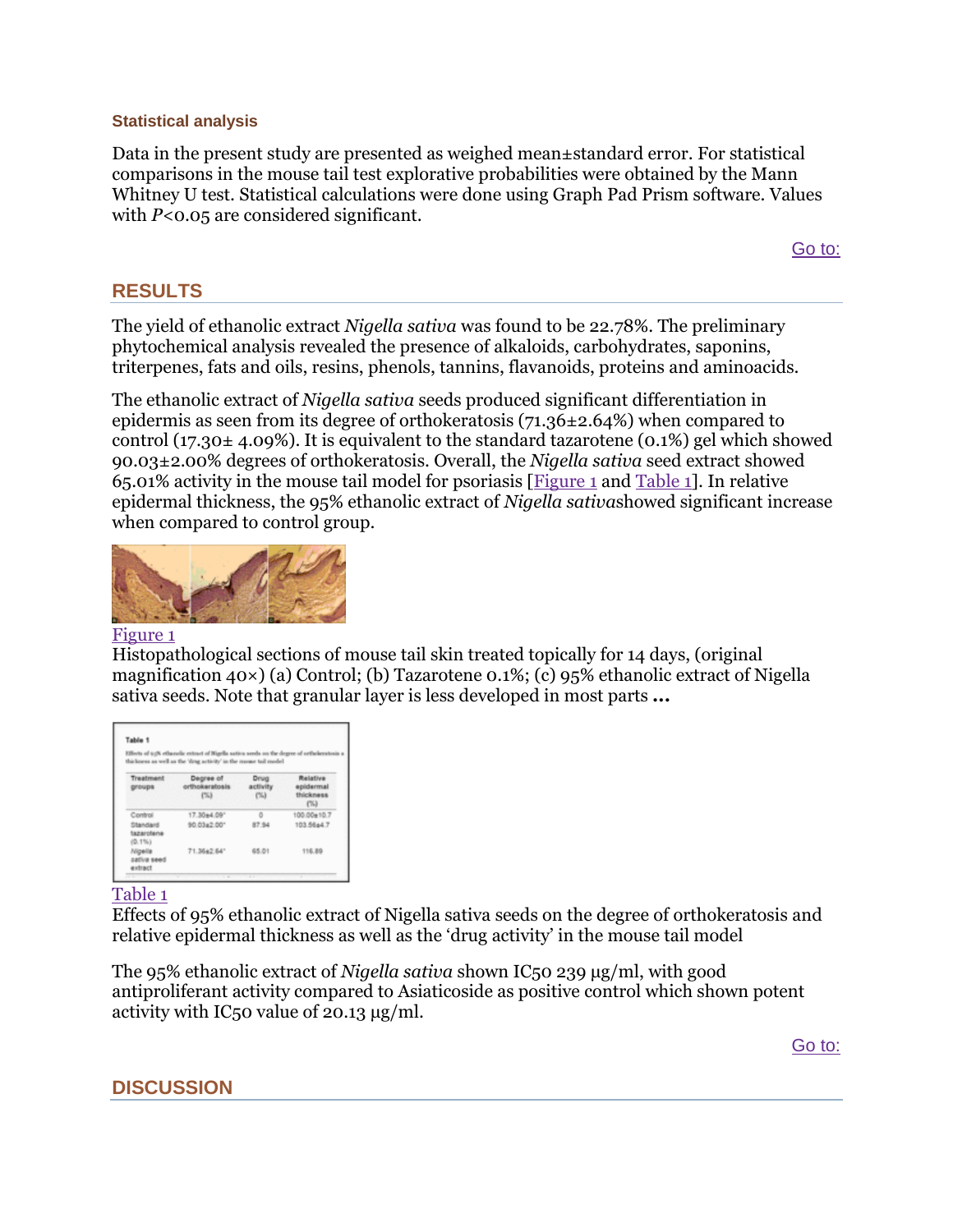### Statistical analysis

Data in the present study are presented as weighed mean±standard error. For statistical comparisons in the mouse tail test explorative probabilities were obtained by the Mann Whitney U test. Statistical calculations were done using Graph Pad Prism software. Values with $P<0.05$ are considered significant.

## RESULTS

The yield of ethanolic extract *Nigella sativa* was found to be 22.78%. The preliminary phytochemical analysis revealed the presence of alkaloids, carbohydrates, saponins, triterpenes, fats and oils, resins, phenols, tannins, flavanoids, proteins and aminoacids.

The ethanolic extract of *Nigella sativa* seeds produced significant differentiation in epidermis as seen from its degree of orthokeratosis (71.36±2.64%) when compared to control (17.30± 4.09%). It is equivalent to the standard tazarotene (0.1%) gel which showed 90.03±2.00% degrees of orthokeratosis. Overall, the *Nigella sativa* seed extract showed 65.01% activity in the mouse tail model for psoriasis [Figure 1 and Table 1]. In relative epidermal thickness, the 95% ethanolic extract of *Nigella sativa*showed significant increase when compared to control group.

Figure 1

Histopathological sections of mouse tail skin treated topically for 14 days, (original magnification 40×) (a) Control; (b) Tazarotene 0.1%; (c) 95% ethanolic extract of Nigella sativa seeds. Note that granular layer is less developed in most parts **...**

**Table 1**

Effects of 95% ethanolic extract of Nigella sativa seeds on the degree of orthokeratosis and relative epidermal thickness as well as the 'drug activity' in the mouse tail model

| Treatment groups | Degree of orthokeratosis (%) | Drug activity (%) | Relative epidermal thickness (%) |
|---|---|---|---|
| Control | 17.30±4.09* | 0 | 100.00±10.7 |
| Standard tazarotene (0.1%) | 90.03±2.00* | 87.94 | 103.56±4.7 |
| Nigella sativa seed extract | 71.36±2.64* | 65.01 | 116.89 |

Table 1

Effects of 95% ethanolic extract of Nigella sativa seeds on the degree of orthokeratosis and relative epidermal thickness as well as the 'drug activity' in the mouse tail model

The 95% ethanolic extract of *Nigella sativa* shown IC50 239 µg/ml, with good antiproliferant activity compared to Asiaticoside as positive control which shown potent activity with IC50 value of 20.13 µg/ml.

## DISCUSSION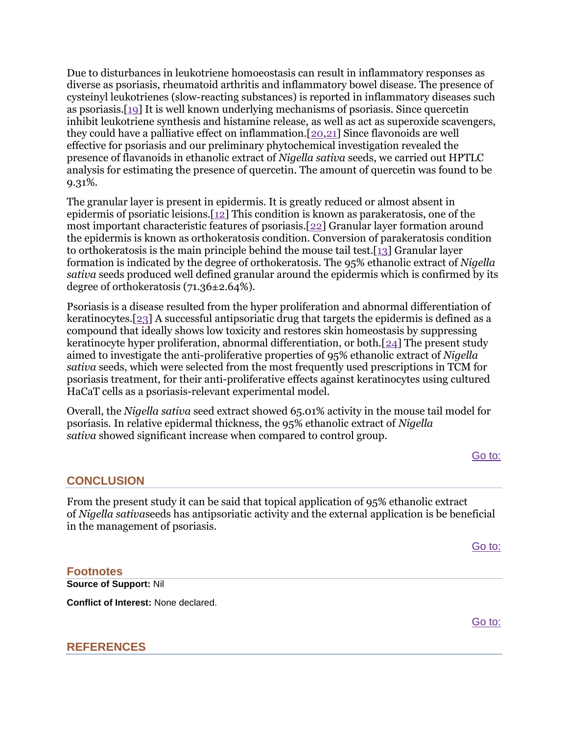Due to disturbances in leukotriene homoeostasis can result in inflammatory responses as diverse as psoriasis, rheumatoid arthritis and inflammatory bowel disease. The presence of cysteinyl leukotrienes (slow-reacting substances) is reported in inflammatory diseases such as psoriasis.[19] It is well known underlying mechanisms of psoriasis. Since quercetin inhibit leukotriene synthesis and histamine release, as well as act as superoxide scavengers, they could have a palliative effect on inflammation.[20,21] Since flavonoids are well effective for psoriasis and our preliminary phytochemical investigation revealed the presence of flavanoids in ethanolic extract of *Nigella sativa* seeds, we carried out HPTLC analysis for estimating the presence of quercetin. The amount of quercetin was found to be 9.31%.

The granular layer is present in epidermis. It is greatly reduced or almost absent in epidermis of psoriatic leisions.[12] This condition is known as parakeratosis, one of the most important characteristic features of psoriasis.[22] Granular layer formation around the epidermis is known as orthokeratosis condition. Conversion of parakeratosis condition to orthokeratosis is the main principle behind the mouse tail test.[13] Granular layer formation is indicated by the degree of orthokeratosis. The 95% ethanolic extract of *Nigella sativa* seeds produced well defined granular around the epidermis which is confirmed by its degree of orthokeratosis (71.36±2.64%).

Psoriasis is a disease resulted from the hyper proliferation and abnormal differentiation of keratinocytes.[23] A successful antipsoriatic drug that targets the epidermis is defined as a compound that ideally shows low toxicity and restores skin homeostasis by suppressing keratinocyte hyper proliferation, abnormal differentiation, or both.[24] The present study aimed to investigate the anti-proliferative properties of 95% ethanolic extract of *Nigella sativa* seeds, which were selected from the most frequently used prescriptions in TCM for psoriasis treatment, for their anti-proliferative effects against keratinocytes using cultured HaCaT cells as a psoriasis-relevant experimental model.

Overall, the *Nigella sativa* seed extract showed 65.01% activity in the mouse tail model for psoriasis. In relative epidermal thickness, the 95% ethanolic extract of *Nigella sativa* showed significant increase when compared to control group.

## CONCLUSION

From the present study it can be said that topical application of 95% ethanolic extract of *Nigella sativa*seeds has antipsoriatic activity and the external application is be beneficial in the management of psoriasis.

## Footnotes

**Source of Support:** Nil

**Conflict of Interest:** None declared.

## REFERENCES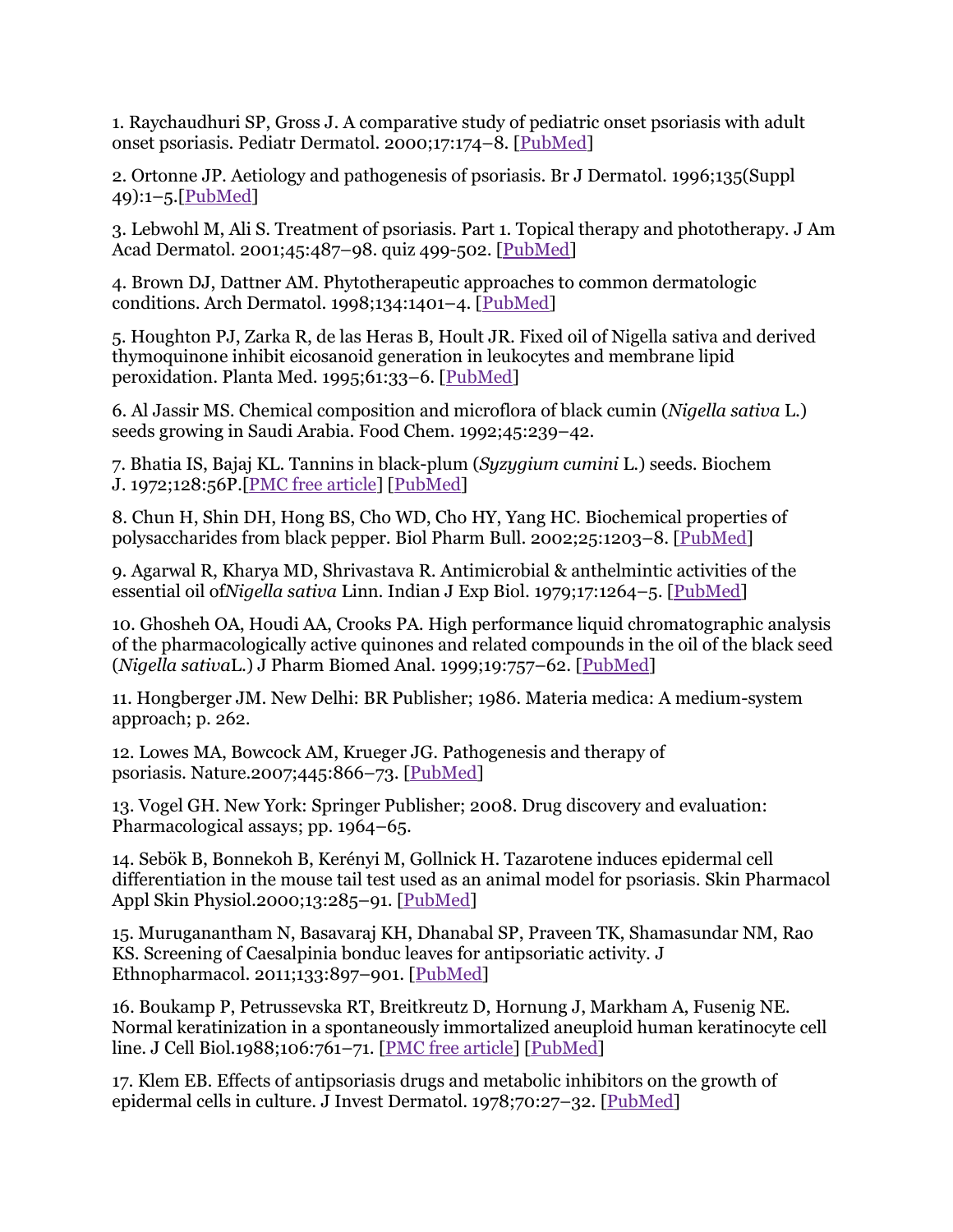1. Raychaudhuri SP, Gross J. A comparative study of pediatric onset psoriasis with adult onset psoriasis. Pediatr Dermatol. 2000;17:174–8. [PubMed]

2. Ortonne JP. Aetiology and pathogenesis of psoriasis. Br J Dermatol. 1996;135(Suppl 49):1–5.[PubMed]

3. Lebwohl M, Ali S. Treatment of psoriasis. Part 1. Topical therapy and phototherapy. J Am Acad Dermatol. 2001;45:487–98. quiz 499-502. [PubMed]

4. Brown DJ, Dattner AM. Phytotherapeutic approaches to common dermatologic conditions. Arch Dermatol. 1998;134:1401–4. [PubMed]

5. Houghton PJ, Zarka R, de las Heras B, Hoult JR. Fixed oil of Nigella sativa and derived thymoquinone inhibit eicosanoid generation in leukocytes and membrane lipid peroxidation. Planta Med. 1995;61:33–6. [PubMed]

6. Al Jassir MS. Chemical composition and microflora of black cumin (*Nigella sativa* L.) seeds growing in Saudi Arabia. Food Chem. 1992;45:239–42.

7. Bhatia IS, Bajaj KL. Tannins in black-plum (*Syzygium cumini* L.) seeds. Biochem J. 1972;128:56P.[PMC free article] [PubMed]

8. Chun H, Shin DH, Hong BS, Cho WD, Cho HY, Yang HC. Biochemical properties of polysaccharides from black pepper. Biol Pharm Bull. 2002;25:1203–8. [PubMed]

9. Agarwal R, Kharya MD, Shrivastava R. Antimicrobial & anthelmintic activities of the essential oil of*Nigella sativa* Linn. Indian J Exp Biol. 1979;17:1264–5. [PubMed]

10. Ghosheh OA, Houdi AA, Crooks PA. High performance liquid chromatographic analysis of the pharmacologically active quinones and related compounds in the oil of the black seed (*Nigella sativa*L.) J Pharm Biomed Anal. 1999;19:757–62. [PubMed]

11. Hongberger JM. New Delhi: BR Publisher; 1986. Materia medica: A medium-system approach; p. 262.

12. Lowes MA, Bowcock AM, Krueger JG. Pathogenesis and therapy of psoriasis. Nature.2007;445:866–73. [PubMed]

13. Vogel GH. New York: Springer Publisher; 2008. Drug discovery and evaluation: Pharmacological assays; pp. 1964–65.

14. Sebök B, Bonnekoh B, Kerényi M, Gollnick H. Tazarotene induces epidermal cell differentiation in the mouse tail test used as an animal model for psoriasis. Skin Pharmacol Appl Skin Physiol.2000;13:285–91. [PubMed]

15. Muruganantham N, Basavaraj KH, Dhanabal SP, Praveen TK, Shamasundar NM, Rao KS. Screening of Caesalpinia bonduc leaves for antipsoriatic activity. J Ethnopharmacol. 2011;133:897–901. [PubMed]

16. Boukamp P, Petrussevska RT, Breitkreutz D, Hornung J, Markham A, Fusenig NE. Normal keratinization in a spontaneously immortalized aneuploid human keratinocyte cell line. J Cell Biol.1988;106:761–71. [PMC free article] [PubMed]

17. Klem EB. Effects of antipsoriasis drugs and metabolic inhibitors on the growth of epidermal cells in culture. J Invest Dermatol. 1978;70:27–32. [PubMed]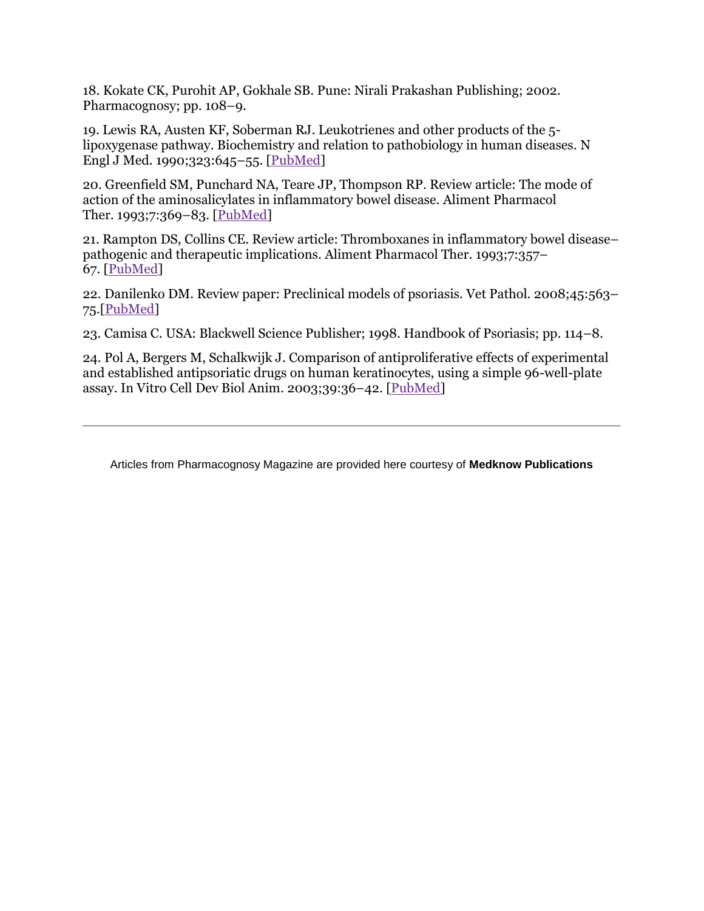18. Kokate CK, Purohit AP, Gokhale SB. Pune: Nirali Prakashan Publishing; 2002. Pharmacognosy; pp. 108–9.

19. Lewis RA, Austen KF, Soberman RJ. Leukotrienes and other products of the 5-lipoxygenase pathway. Biochemistry and relation to pathobiology in human diseases. N Engl J Med. 1990;323:645–55. [PubMed]

20. Greenfield SM, Punchard NA, Teare JP, Thompson RP. Review article: The mode of action of the aminosalicylates in inflammatory bowel disease. Aliment Pharmacol Ther. 1993;7:369–83. [PubMed]

21. Rampton DS, Collins CE. Review article: Thromboxanes in inflammatory bowel disease–pathogenic and therapeutic implications. Aliment Pharmacol Ther. 1993;7:357–67. [PubMed]

22. Danilenko DM. Review paper: Preclinical models of psoriasis. Vet Pathol. 2008;45:563–75.[PubMed]

23. Camisa C. USA: Blackwell Science Publisher; 1998. Handbook of Psoriasis; pp. 114–8.

24. Pol A, Bergers M, Schalkwijk J. Comparison of antiproliferative effects of experimental and established antipsoriatic drugs on human keratinocytes, using a simple 96-well-plate assay. In Vitro Cell Dev Biol Anim. 2003;39:36–42. [PubMed]

---

Articles from Pharmacognosy Magazine are provided here courtesy of **Medknow Publications**